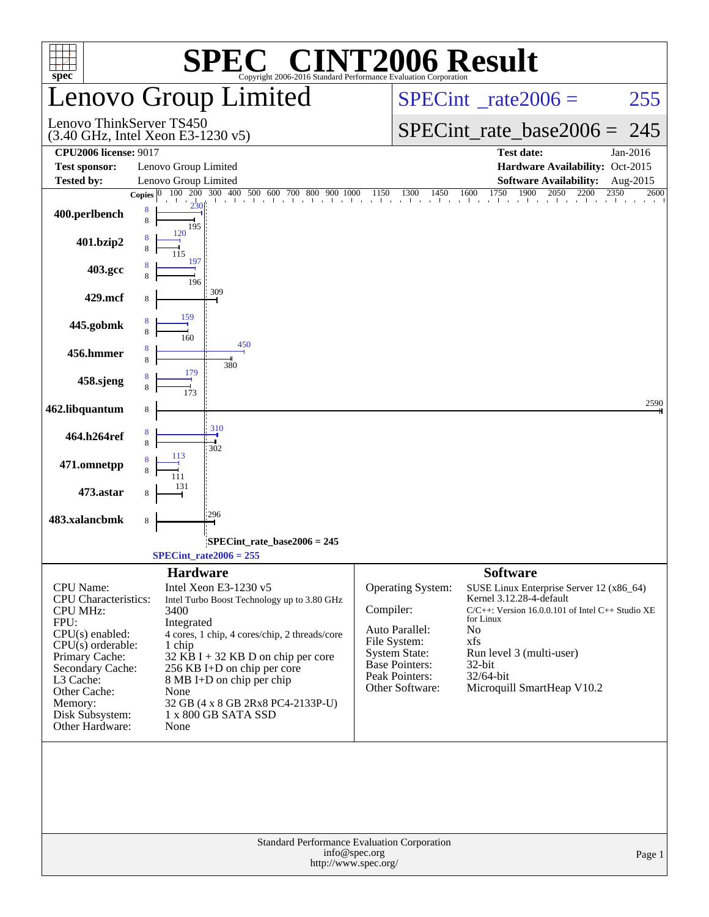# SPEC CINT2006 Result

Copyright 2006-2016 Standard Performance Evaluation Corporation

## Lenovo Group Limited

Lenovo ThinkServer TS450
(3.40 GHz, Intel Xeon E3-1230 v5)

SPECint_rate2006 = 255

SPECint_rate_base2006 = 245

| | | | |
|---|---|---|---|
| **CPU2006 license:** 9017 | | **Test date:** | Jan-2016 |
| **Test sponsor:** | Lenovo Group Limited | **Hardware Availability:** | Oct-2015 |
| **Tested by:** | Lenovo Group Limited | **Software Availability:** | Aug-2015 |

| Benchmark | Copies (peak) | Peak | Copies (base) | Base |
|---|---|---|---|---|
| 400.perlbench | 8 | 230 | 8 | 195 |
| 401.bzip2 | 8 | 120 | 8 | 115 |
| 403.gcc | 8 | 197 | 8 | 196 |
| 429.mcf | | | 8 | 309 |
| 445.gobmk | 8 | 159 | 8 | 160 |
| 456.hmmer | 8 | 450 | 8 | 380 |
| 458.sjeng | 8 | 179 | 8 | 173 |
| 462.libquantum | | | 8 | 2590 |
| 464.h264ref | 8 | 310 | 8 | 302 |
| 471.omnetpp | 8 | 113 | 8 | 111 |
| 473.astar | | | 8 | 131 |
| 483.xalancbmk | | | 8 | 296 |

SPECint_rate_base2006 = 245

SPECint_rate2006 = 255

### Hardware

| | |
|---|---|
| CPU Name: | Intel Xeon E3-1230 v5 |
| CPU Characteristics: | Intel Turbo Boost Technology up to 3.80 GHz |
| CPU MHz: | 3400 |
| FPU: | Integrated |
| CPU(s) enabled: | 4 cores, 1 chip, 4 cores/chip, 2 threads/core |
| CPU(s) orderable: | 1 chip |
| Primary Cache: | 32 KB I + 32 KB D on chip per core |
| Secondary Cache: | 256 KB I+D on chip per core |
| L3 Cache: | 8 MB I+D on chip per chip |
| Other Cache: | None |
| Memory: | 32 GB (4 x 8 GB 2Rx8 PC4-2133P-U) |
| Disk Subsystem: | 1 x 800 GB SATA SSD |
| Other Hardware: | None |

### Software

| | |
|---|---|
| Operating System: | SUSE Linux Enterprise Server 12 (x86_64) Kernel 3.12.28-4-default |
| Compiler: | C/C++: Version 16.0.0.101 of Intel C++ Studio XE for Linux |
| Auto Parallel: | No |
| File System: | xfs |
| System State: | Run level 3 (multi-user) |
| Base Pointers: | 32-bit |
| Peak Pointers: | 32/64-bit |
| Other Software: | Microquill SmartHeap V10.2 |

Standard Performance Evaluation Corporation
info@spec.org
http://www.spec.org/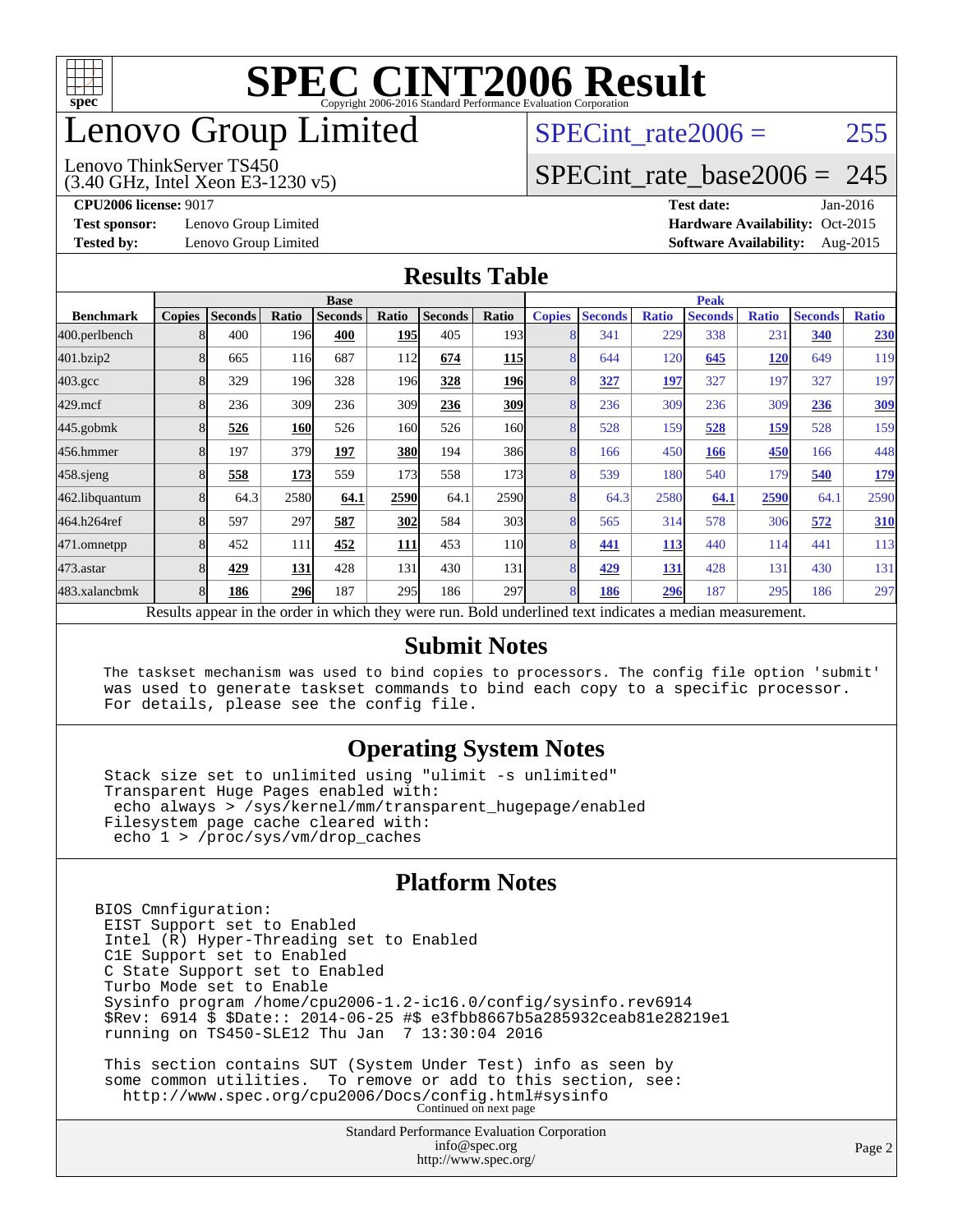# SPEC CINT2006 Result

Copyright 2006-2016 Standard Performance Evaluation Corporation

# Lenovo Group Limited

Lenovo ThinkServer TS450
(3.40 GHz, Intel Xeon E3-1230 v5)

SPECint_rate2006 = 255

SPECint_rate_base2006 = 245

**CPU2006 license:** 9017
**Test sponsor:** Lenovo Group Limited
**Tested by:** Lenovo Group Limited

**Test date:** Jan-2016
**Hardware Availability:** Oct-2015
**Software Availability:** Aug-2015

## Results Table

| | Base | | | | | | | Peak | | | | | | |
|---|---|---|---|---|---|---|---|---|---|---|---|---|---|---|
| **Benchmark** | **Copies** | **Seconds** | **Ratio** | **Seconds** | **Ratio** | **Seconds** | **Ratio** | **Copies** | **Seconds** | **Ratio** | **Seconds** | **Ratio** | **Seconds** | **Ratio** |
| 400.perlbench | 8 | 400 | 196 | **400** | **195** | 405 | 193 | 8 | 341 | 229 | 338 | 231 | **340** | **230** |
| 401.bzip2 | 8 | 665 | 116 | 687 | 112 | **674** | **115** | 8 | 644 | 120 | **645** | **120** | 649 | 119 |
| 403.gcc | 8 | 329 | 196 | 328 | 196 | **328** | **196** | 8 | **327** | **197** | 327 | 197 | 327 | 197 |
| 429.mcf | 8 | 236 | 309 | 236 | 309 | **236** | **309** | 8 | 236 | 309 | 236 | 309 | **236** | **309** |
| 445.gobmk | 8 | **526** | **160** | 526 | 160 | 526 | 160 | 8 | 528 | 159 | **528** | **159** | 528 | 159 |
| 456.hmmer | 8 | 197 | 379 | **197** | **380** | 194 | 386 | 8 | 166 | 450 | **166** | **450** | 166 | 448 |
| 458.sjeng | 8 | **558** | **173** | 559 | 173 | 558 | 173 | 8 | 539 | 180 | 540 | 179 | **540** | **179** |
| 462.libquantum | 8 | 64.3 | 2580 | **64.1** | **2590** | 64.1 | 2590 | 8 | 64.3 | 2580 | **64.1** | **2590** | 64.1 | 2590 |
| 464.h264ref | 8 | 597 | 297 | **587** | **302** | 584 | 303 | 8 | 565 | 314 | 578 | 306 | **572** | **310** |
| 471.omnetpp | 8 | 452 | 111 | **452** | **111** | 453 | 110 | 8 | **441** | **113** | 440 | 114 | 441 | 113 |
| 473.astar | 8 | **429** | **131** | 428 | 131 | 430 | 131 | 8 | **429** | **131** | 428 | 131 | 430 | 131 |
| 483.xalancbmk | 8 | **186** | **296** | 187 | 295 | 186 | 297 | 8 | **186** | **296** | 187 | 295 | 186 | 297 |

Results appear in the order in which they were run. Bold underlined text indicates a median measurement.

## Submit Notes

```
The taskset mechanism was used to bind copies to processors. The config file option 'submit'
was used to generate taskset commands to bind each copy to a specific processor.
For details, please see the config file.
```

## Operating System Notes

```
Stack size set to unlimited using "ulimit -s unlimited"
Transparent Huge Pages enabled with:
 echo always > /sys/kernel/mm/transparent_hugepage/enabled
Filesystem page cache cleared with:
 echo 1 > /proc/sys/vm/drop_caches
```

## Platform Notes

```
BIOS Cmnfiguration:
 EIST Support set to Enabled
 Intel (R) Hyper-Threading set to Enabled
 C1E Support set to Enabled
 C State Support set to Enabled
 Turbo Mode set to Enable
 Sysinfo program /home/cpu2006-1.2-ic16.0/config/sysinfo.rev6914
 $Rev: 6914 $ $Date:: 2014-06-25 #$ e3fbb8667b5a285932ceab81e28219e1
 running on TS450-SLE12 Thu Jan  7 13:30:04 2016

 This section contains SUT (System Under Test) info as seen by
 some common utilities.  To remove or add to this section, see:
   http://www.spec.org/cpu2006/Docs/config.html#sysinfo
```

Continued on next page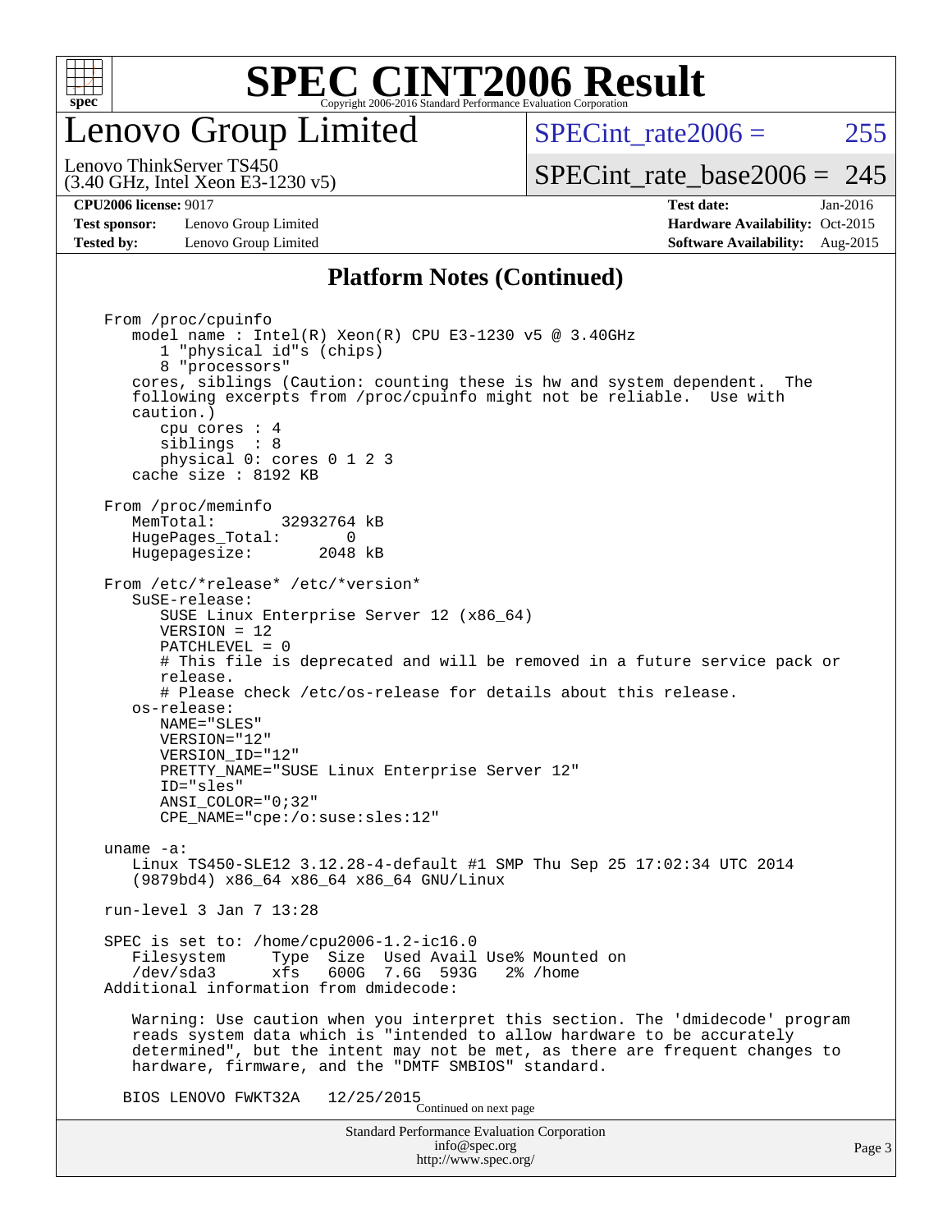# Lenovo Group Limited

Lenovo ThinkServer TS450
(3.40 GHz, Intel Xeon E3-1230 v5)

SPECint_rate2006 = 255

SPECint_rate_base2006 = 245

**CPU2006 license:** 9017

**Test sponsor:** Lenovo Group Limited

**Tested by:** Lenovo Group Limited

**Test date:** Jan-2016

**Hardware Availability:** Oct-2015

**Software Availability:** Aug-2015

## Platform Notes (Continued)

```
From /proc/cpuinfo
   model name : Intel(R) Xeon(R) CPU E3-1230 v5 @ 3.40GHz
      1 "physical id"s (chips)
      8 "processors"
   cores, siblings (Caution: counting these is hw and system dependent.  The
   following excerpts from /proc/cpuinfo might not be reliable.  Use with
   caution.)
      cpu cores : 4
      siblings  : 8
      physical 0: cores 0 1 2 3
   cache size : 8192 KB

From /proc/meminfo
   MemTotal:       32932764 kB
   HugePages_Total:       0
   Hugepagesize:       2048 kB

From /etc/*release* /etc/*version*
   SuSE-release:
      SUSE Linux Enterprise Server 12 (x86_64)
      VERSION = 12
      PATCHLEVEL = 0
      # This file is deprecated and will be removed in a future service pack or
      release.
      # Please check /etc/os-release for details about this release.
   os-release:
      NAME="SLES"
      VERSION="12"
      VERSION_ID="12"
      PRETTY_NAME="SUSE Linux Enterprise Server 12"
      ID="sles"
      ANSI_COLOR="0;32"
      CPE_NAME="cpe:/o:suse:sles:12"

uname -a:
   Linux TS450-SLE12 3.12.28-4-default #1 SMP Thu Sep 25 17:02:34 UTC 2014
   (9879bd4) x86_64 x86_64 x86_64 GNU/Linux

run-level 3 Jan 7 13:28

SPEC is set to: /home/cpu2006-1.2-ic16.0
   Filesystem     Type  Size  Used Avail Use% Mounted on
   /dev/sda3      xfs   600G  7.6G  593G   2% /home
Additional information from dmidecode:

   Warning: Use caution when you interpret this section. The 'dmidecode' program
   reads system data which is "intended to allow hardware to be accurately
   determined", but the intent may not be met, as there are frequent changes to
   hardware, firmware, and the "DMTF SMBIOS" standard.

  BIOS LENOVO FWKT32A    12/25/2015
```

Continued on next page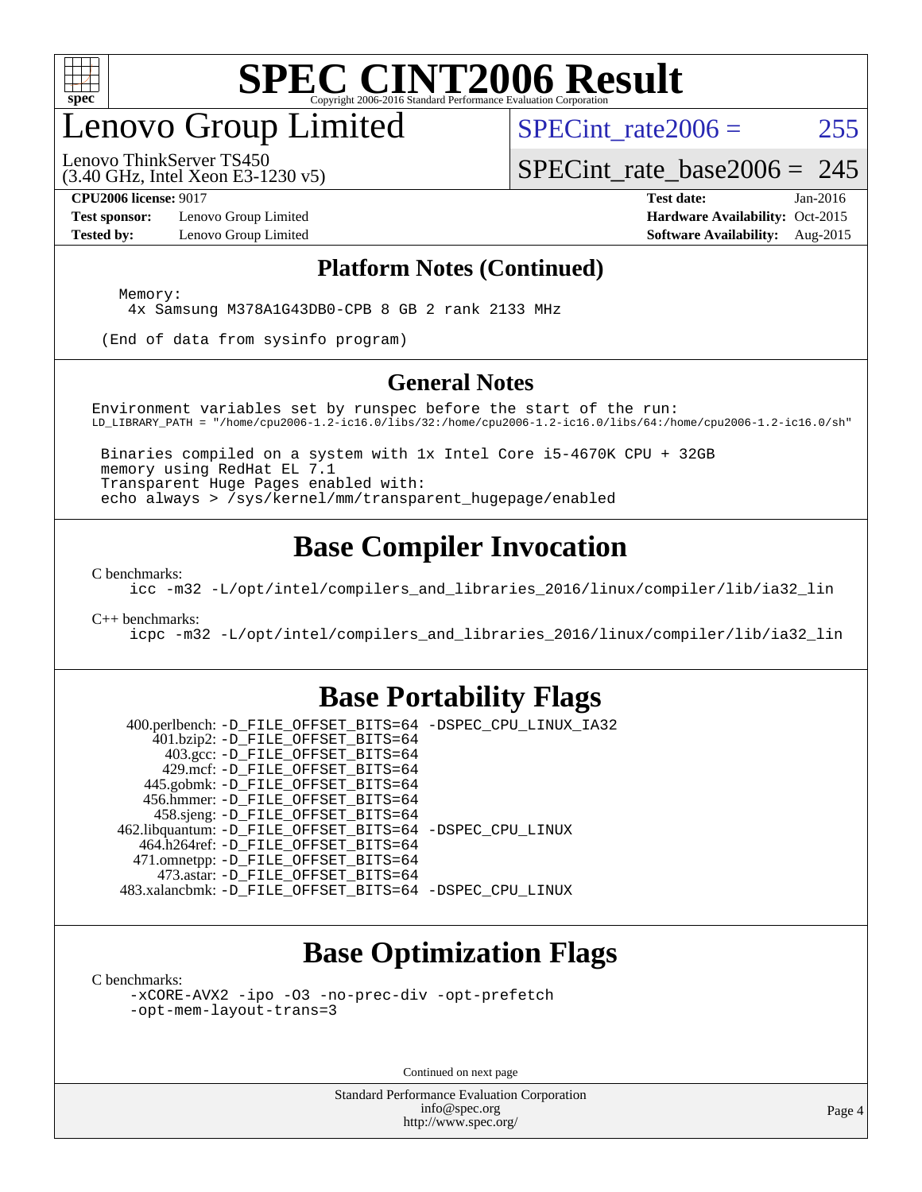# SPEC CINT2006 Result

Copyright 2006-2016 Standard Performance Evaluation Corporation

## Lenovo Group Limited

Lenovo ThinkServer TS450
(3.40 GHz, Intel Xeon E3-1230 v5)

SPECint_rate2006 = 255

SPECint_rate_base2006 = 245

**CPU2006 license:** 9017
**Test sponsor:** Lenovo Group Limited
**Tested by:** Lenovo Group Limited

**Test date:** Jan-2016
**Hardware Availability:** Oct-2015
**Software Availability:** Aug-2015

### Platform Notes (Continued)

```
   Memory:
    4x Samsung M378A1G43DB0-CPB 8 GB 2 rank 2133 MHz

 (End of data from sysinfo program)
```

### General Notes

```
Environment variables set by runspec before the start of the run:
LD_LIBRARY_PATH = "/home/cpu2006-1.2-ic16.0/libs/32:/home/cpu2006-1.2-ic16.0/libs/64:/home/cpu2006-1.2-ic16.0/sh"

 Binaries compiled on a system with 1x Intel Core i5-4670K CPU + 32GB
 memory using RedHat EL 7.1
 Transparent Huge Pages enabled with:
 echo always > /sys/kernel/mm/transparent_hugepage/enabled
```

## Base Compiler Invocation

C benchmarks:

```
icc -m32 -L/opt/intel/compilers_and_libraries_2016/linux/compiler/lib/ia32_lin
```

C++ benchmarks:

```
icpc -m32 -L/opt/intel/compilers_and_libraries_2016/linux/compiler/lib/ia32_lin
```

## Base Portability Flags

```
   400.perlbench: -D_FILE_OFFSET_BITS=64 -DSPEC_CPU_LINUX_IA32
       401.bzip2: -D_FILE_OFFSET_BITS=64
         403.gcc: -D_FILE_OFFSET_BITS=64
         429.mcf: -D_FILE_OFFSET_BITS=64
       445.gobmk: -D_FILE_OFFSET_BITS=64
       456.hmmer: -D_FILE_OFFSET_BITS=64
       458.sjeng: -D_FILE_OFFSET_BITS=64
  462.libquantum: -D_FILE_OFFSET_BITS=64 -DSPEC_CPU_LINUX
     464.h264ref: -D_FILE_OFFSET_BITS=64
     471.omnetpp: -D_FILE_OFFSET_BITS=64
       473.astar: -D_FILE_OFFSET_BITS=64
   483.xalancbmk: -D_FILE_OFFSET_BITS=64 -DSPEC_CPU_LINUX
```

## Base Optimization Flags

C benchmarks:

```
-xCORE-AVX2 -ipo -O3 -no-prec-div -opt-prefetch
-opt-mem-layout-trans=3
```

Continued on next page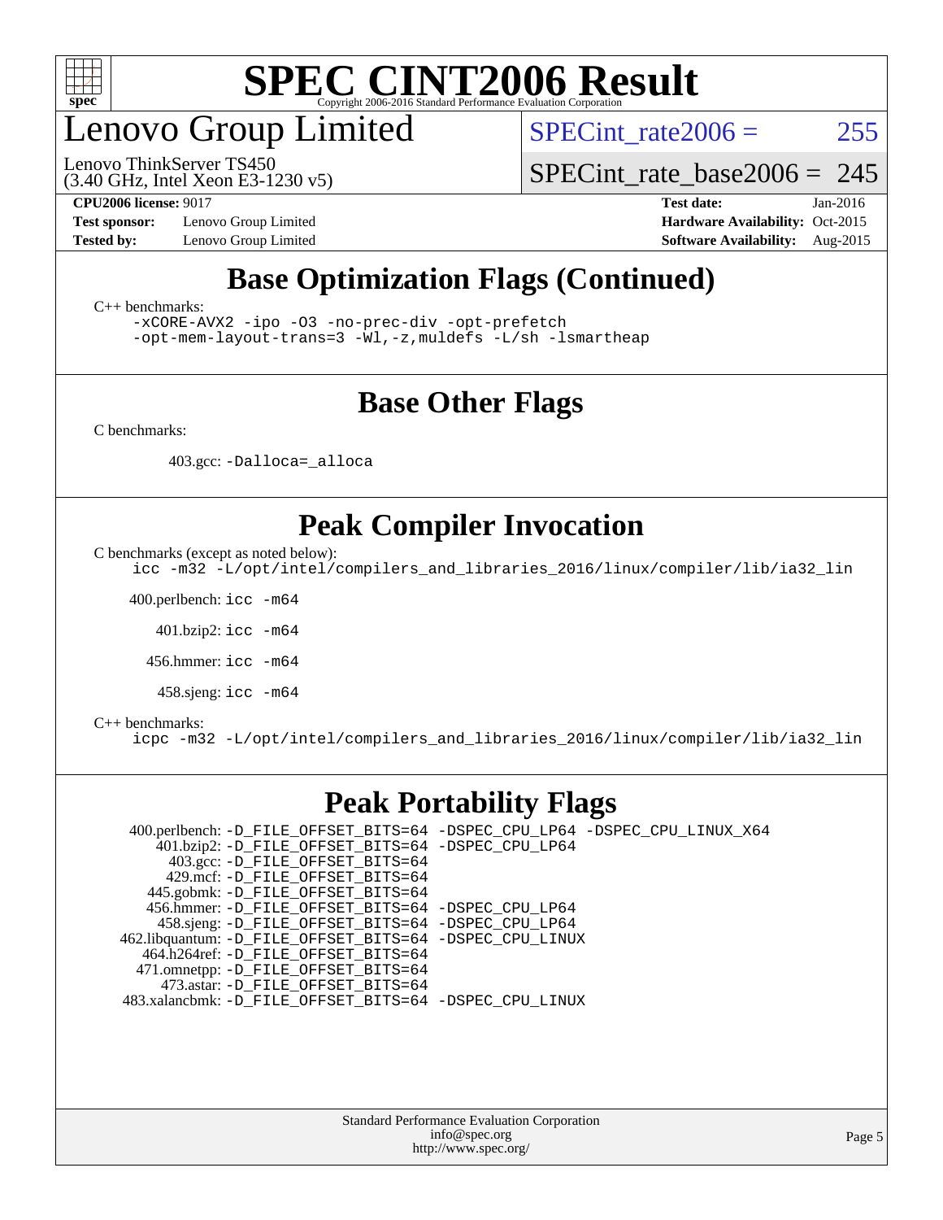# Lenovo Group Limited

Lenovo ThinkServer TS450
(3.40 GHz, Intel Xeon E3-1230 v5)

SPECint_rate2006 = 255

SPECint_rate_base2006 = 245

**CPU2006 license:** 9017
**Test sponsor:** Lenovo Group Limited
**Tested by:** Lenovo Group Limited

**Test date:** Jan-2016
**Hardware Availability:** Oct-2015
**Software Availability:** Aug-2015

## Base Optimization Flags (Continued)

C++ benchmarks:

```
-xCORE-AVX2 -ipo -O3 -no-prec-div -opt-prefetch
-opt-mem-layout-trans=3 -Wl,-z,muldefs -L/sh -lsmartheap
```

## Base Other Flags

C benchmarks:

403.gcc: `-Dalloca=_alloca`

## Peak Compiler Invocation

C benchmarks (except as noted below):

```
icc -m32 -L/opt/intel/compilers_and_libraries_2016/linux/compiler/lib/ia32_lin
```

400.perlbench: `icc -m64`

401.bzip2: `icc -m64`

456.hmmer: `icc -m64`

458.sjeng: `icc -m64`

C++ benchmarks:

```
icpc -m32 -L/opt/intel/compilers_and_libraries_2016/linux/compiler/lib/ia32_lin
```

## Peak Portability Flags

400.perlbench: `-D_FILE_OFFSET_BITS=64 -DSPEC_CPU_LP64 -DSPEC_CPU_LINUX_X64`
401.bzip2: `-D_FILE_OFFSET_BITS=64 -DSPEC_CPU_LP64`
403.gcc: `-D_FILE_OFFSET_BITS=64`
429.mcf: `-D_FILE_OFFSET_BITS=64`
445.gobmk: `-D_FILE_OFFSET_BITS=64`
456.hmmer: `-D_FILE_OFFSET_BITS=64 -DSPEC_CPU_LP64`
458.sjeng: `-D_FILE_OFFSET_BITS=64 -DSPEC_CPU_LP64`
462.libquantum: `-D_FILE_OFFSET_BITS=64 -DSPEC_CPU_LINUX`
464.h264ref: `-D_FILE_OFFSET_BITS=64`
471.omnetpp: `-D_FILE_OFFSET_BITS=64`
473.astar: `-D_FILE_OFFSET_BITS=64`
483.xalancbmk: `-D_FILE_OFFSET_BITS=64 -DSPEC_CPU_LINUX`

Standard Performance Evaluation Corporation
info@spec.org
http://www.spec.org/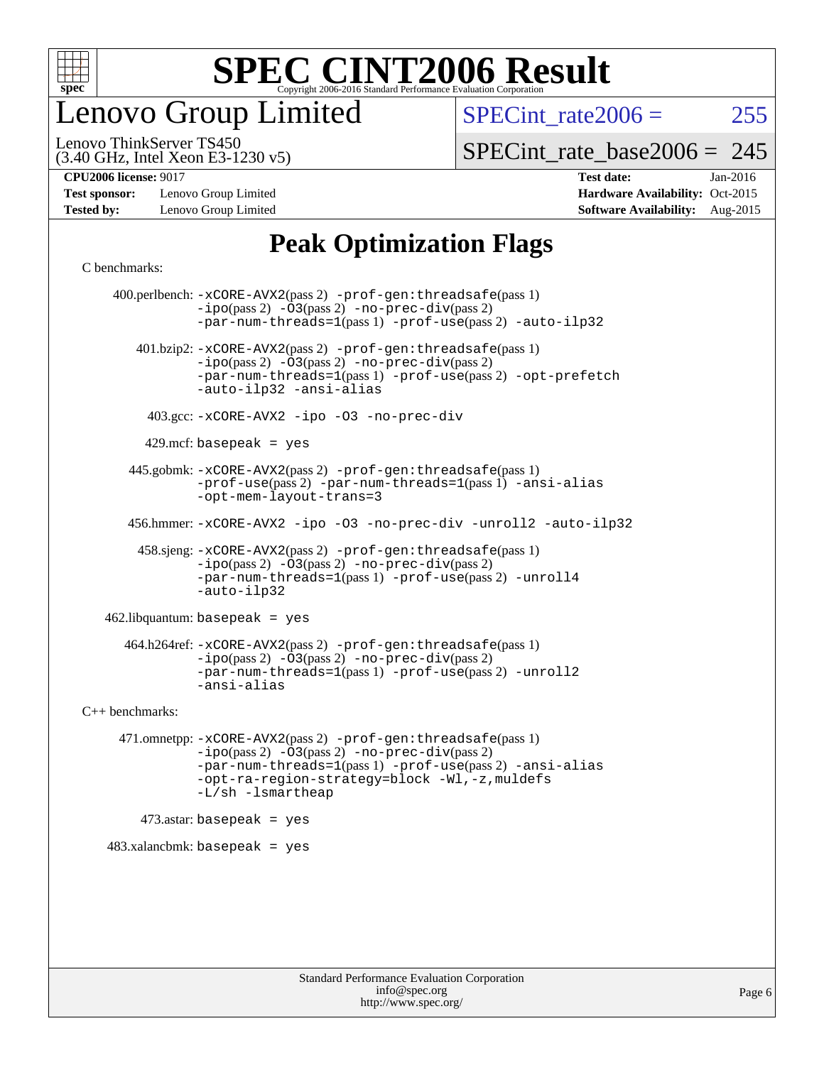# SPEC CINT2006 Result

Copyright 2006-2016 Standard Performance Evaluation Corporation

## Lenovo Group Limited

Lenovo ThinkServer TS450
(3.40 GHz, Intel Xeon E3-1230 v5)

SPECint_rate2006 = 255

SPECint_rate_base2006 = 245

**CPU2006 license:** 9017
**Test sponsor:** Lenovo Group Limited
**Tested by:** Lenovo Group Limited

**Test date:** Jan-2016
**Hardware Availability:** Oct-2015
**Software Availability:** Aug-2015

## Peak Optimization Flags

C benchmarks:

400.perlbench: -xCORE-AVX2(pass 2) -prof-gen:threadsafe(pass 1) -ipo(pass 2) -O3(pass 2) -no-prec-div(pass 2) -par-num-threads=1(pass 1) -prof-use(pass 2) -auto-ilp32

401.bzip2: -xCORE-AVX2(pass 2) -prof-gen:threadsafe(pass 1) -ipo(pass 2) -O3(pass 2) -no-prec-div(pass 2) -par-num-threads=1(pass 1) -prof-use(pass 2) -opt-prefetch -auto-ilp32 -ansi-alias

403.gcc: -xCORE-AVX2 -ipo -O3 -no-prec-div

429.mcf: basepeak = yes

445.gobmk: -xCORE-AVX2(pass 2) -prof-gen:threadsafe(pass 1) -prof-use(pass 2) -par-num-threads=1(pass 1) -ansi-alias -opt-mem-layout-trans=3

456.hmmer: -xCORE-AVX2 -ipo -O3 -no-prec-div -unroll2 -auto-ilp32

458.sjeng: -xCORE-AVX2(pass 2) -prof-gen:threadsafe(pass 1) -ipo(pass 2) -O3(pass 2) -no-prec-div(pass 2) -par-num-threads=1(pass 1) -prof-use(pass 2) -unroll4 -auto-ilp32

462.libquantum: basepeak = yes

464.h264ref: -xCORE-AVX2(pass 2) -prof-gen:threadsafe(pass 1) -ipo(pass 2) -O3(pass 2) -no-prec-div(pass 2) -par-num-threads=1(pass 1) -prof-use(pass 2) -unroll2 -ansi-alias

C++ benchmarks:

471.omnetpp: -xCORE-AVX2(pass 2) -prof-gen:threadsafe(pass 1) -ipo(pass 2) -O3(pass 2) -no-prec-div(pass 2) -par-num-threads=1(pass 1) -prof-use(pass 2) -ansi-alias -opt-ra-region-strategy=block -Wl,-z,muldefs -L/sh -lsmartheap

473.astar: basepeak = yes

483.xalancbmk: basepeak = yes

Standard Performance Evaluation Corporation
info@spec.org
http://www.spec.org/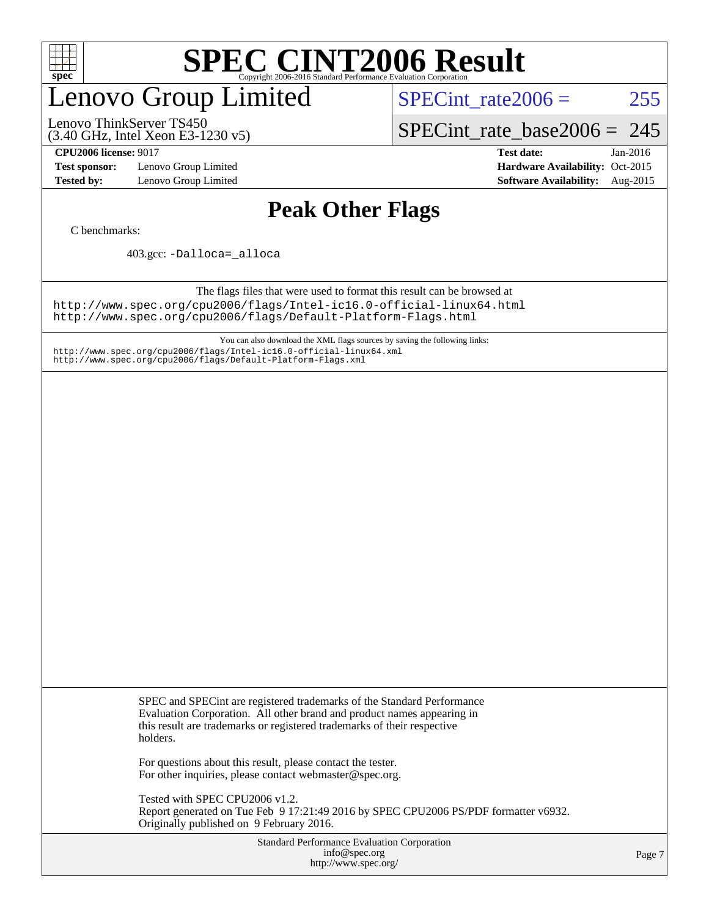# SPEC CINT2006 Result

Copyright 2006-2016 Standard Performance Evaluation Corporation

# Lenovo Group Limited

Lenovo ThinkServer TS450
(3.40 GHz, Intel Xeon E3-1230 v5)

SPECint_rate2006 = 255

SPECint_rate_base2006 = 245

**CPU2006 license:** 9017
**Test sponsor:** Lenovo Group Limited
**Tested by:** Lenovo Group Limited

**Test date:** Jan-2016
**Hardware Availability:** Oct-2015
**Software Availability:** Aug-2015

## Peak Other Flags

C benchmarks:

403.gcc: -Dalloca=_alloca

The flags files that were used to format this result can be browsed at
http://www.spec.org/cpu2006/flags/Intel-ic16.0-official-linux64.html
http://www.spec.org/cpu2006/flags/Default-Platform-Flags.html

You can also download the XML flags sources by saving the following links:
http://www.spec.org/cpu2006/flags/Intel-ic16.0-official-linux64.xml
http://www.spec.org/cpu2006/flags/Default-Platform-Flags.xml

SPEC and SPECint are registered trademarks of the Standard Performance Evaluation Corporation. All other brand and product names appearing in this result are trademarks or registered trademarks of their respective holders.

For questions about this result, please contact the tester.
For other inquiries, please contact webmaster@spec.org.

Tested with SPEC CPU2006 v1.2.
Report generated on Tue Feb 9 17:21:49 2016 by SPEC CPU2006 PS/PDF formatter v6932.
Originally published on 9 February 2016.

Standard Performance Evaluation Corporation
info@spec.org
http://www.spec.org/